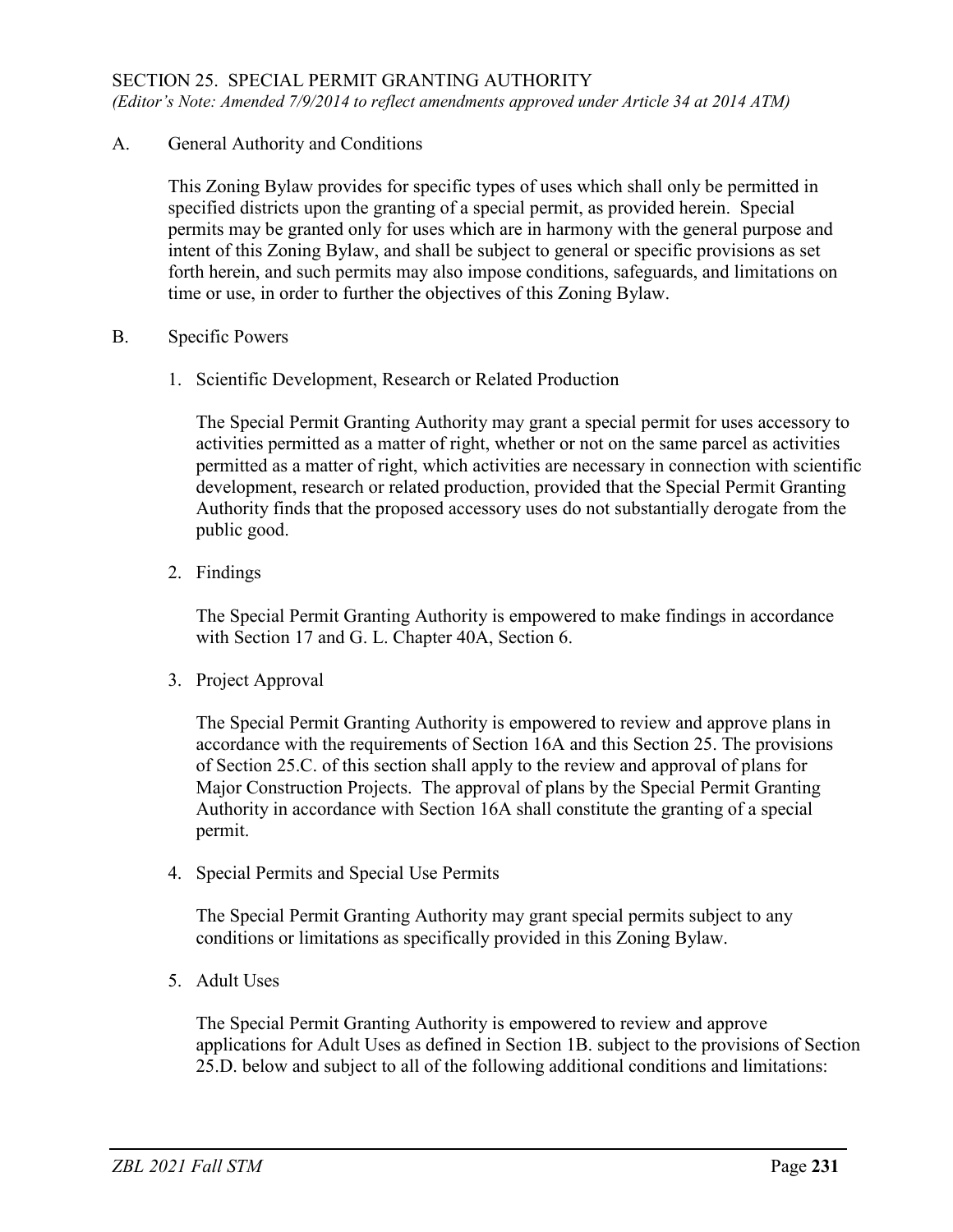# SECTION 25. SPECIAL PERMIT GRANTING AUTHORITY

*(Editor's Note: Amended 7/9/2014 to reflect amendments approved under Article 34 at 2014 ATM)*

## A. General Authority and Conditions

This Zoning Bylaw provides for specific types of uses which shall only be permitted in specified districts upon the granting of a special permit, as provided herein. Special permits may be granted only for uses which are in harmony with the general purpose and intent of this Zoning Bylaw, and shall be subject to general or specific provisions as set forth herein, and such permits may also impose conditions, safeguards, and limitations on time or use, in order to further the objectives of this Zoning Bylaw.

## B. Specific Powers

1. Scientific Development, Research or Related Production

   The Special Permit Granting Authority may grant a special permit for uses accessory to activities permitted as a matter of right, whether or not on the same parcel as activities permitted as a matter of right, which activities are necessary in connection with scientific development, research or related production, provided that the Special Permit Granting Authority finds that the proposed accessory uses do not substantially derogate from the public good.

2. Findings

   The Special Permit Granting Authority is empowered to make findings in accordance with Section 17 and G. L. Chapter 40A, Section 6.

3. Project Approval

   The Special Permit Granting Authority is empowered to review and approve plans in accordance with the requirements of Section 16A and this Section 25. The provisions of Section 25.C. of this section shall apply to the review and approval of plans for Major Construction Projects. The approval of plans by the Special Permit Granting Authority in accordance with Section 16A shall constitute the granting of a special permit.

4. Special Permits and Special Use Permits

   The Special Permit Granting Authority may grant special permits subject to any conditions or limitations as specifically provided in this Zoning Bylaw.

5. Adult Uses

   The Special Permit Granting Authority is empowered to review and approve applications for Adult Uses as defined in Section 1B. subject to the provisions of Section 25.D. below and subject to all of the following additional conditions and limitations: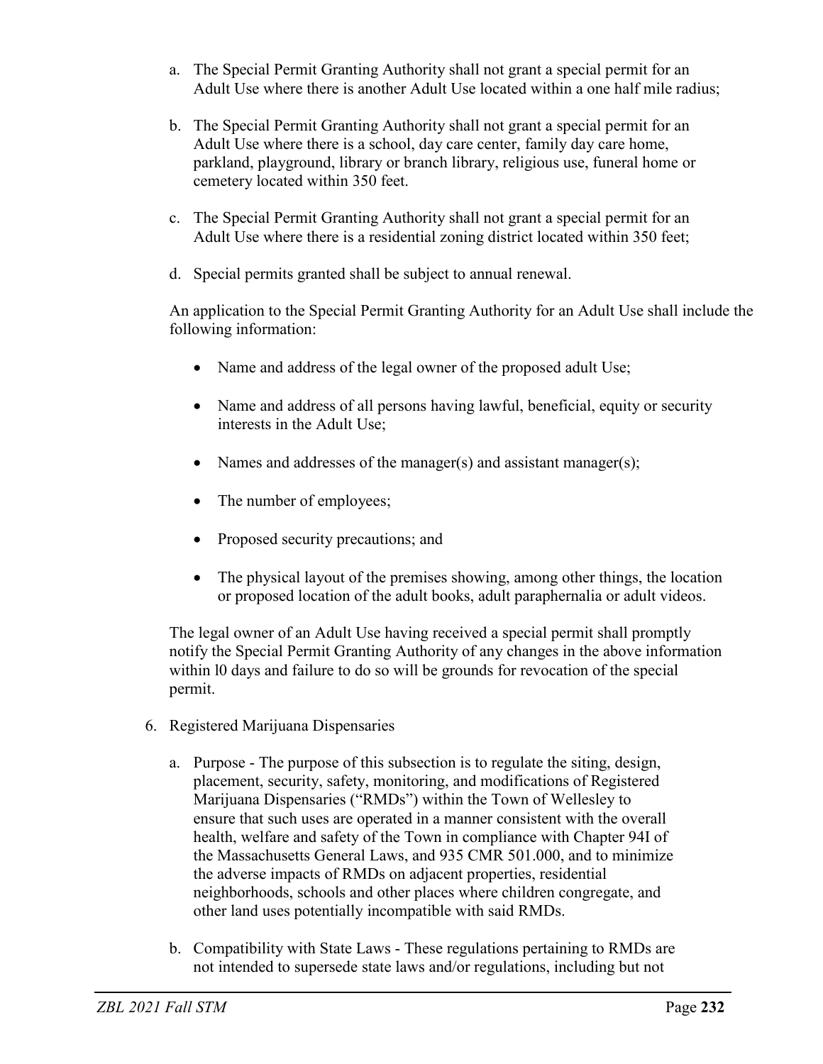a. The Special Permit Granting Authority shall not grant a special permit for an Adult Use where there is another Adult Use located within a one half mile radius;

b. The Special Permit Granting Authority shall not grant a special permit for an Adult Use where there is a school, day care center, family day care home, parkland, playground, library or branch library, religious use, funeral home or cemetery located within 350 feet.

c. The Special Permit Granting Authority shall not grant a special permit for an Adult Use where there is a residential zoning district located within 350 feet;

d. Special permits granted shall be subject to annual renewal.

An application to the Special Permit Granting Authority for an Adult Use shall include the following information:

- Name and address of the legal owner of the proposed adult Use;
- Name and address of all persons having lawful, beneficial, equity or security interests in the Adult Use;
- Names and addresses of the manager(s) and assistant manager(s);
- The number of employees;
- Proposed security precautions; and
- The physical layout of the premises showing, among other things, the location or proposed location of the adult books, adult paraphernalia or adult videos.

The legal owner of an Adult Use having received a special permit shall promptly notify the Special Permit Granting Authority of any changes in the above information within l0 days and failure to do so will be grounds for revocation of the special permit.

6. Registered Marijuana Dispensaries

a. Purpose - The purpose of this subsection is to regulate the siting, design, placement, security, safety, monitoring, and modifications of Registered Marijuana Dispensaries ("RMDs") within the Town of Wellesley to ensure that such uses are operated in a manner consistent with the overall health, welfare and safety of the Town in compliance with Chapter 94I of the Massachusetts General Laws, and 935 CMR 501.000, and to minimize the adverse impacts of RMDs on adjacent properties, residential neighborhoods, schools and other places where children congregate, and other land uses potentially incompatible with said RMDs.

b. Compatibility with State Laws - These regulations pertaining to RMDs are not intended to supersede state laws and/or regulations, including but not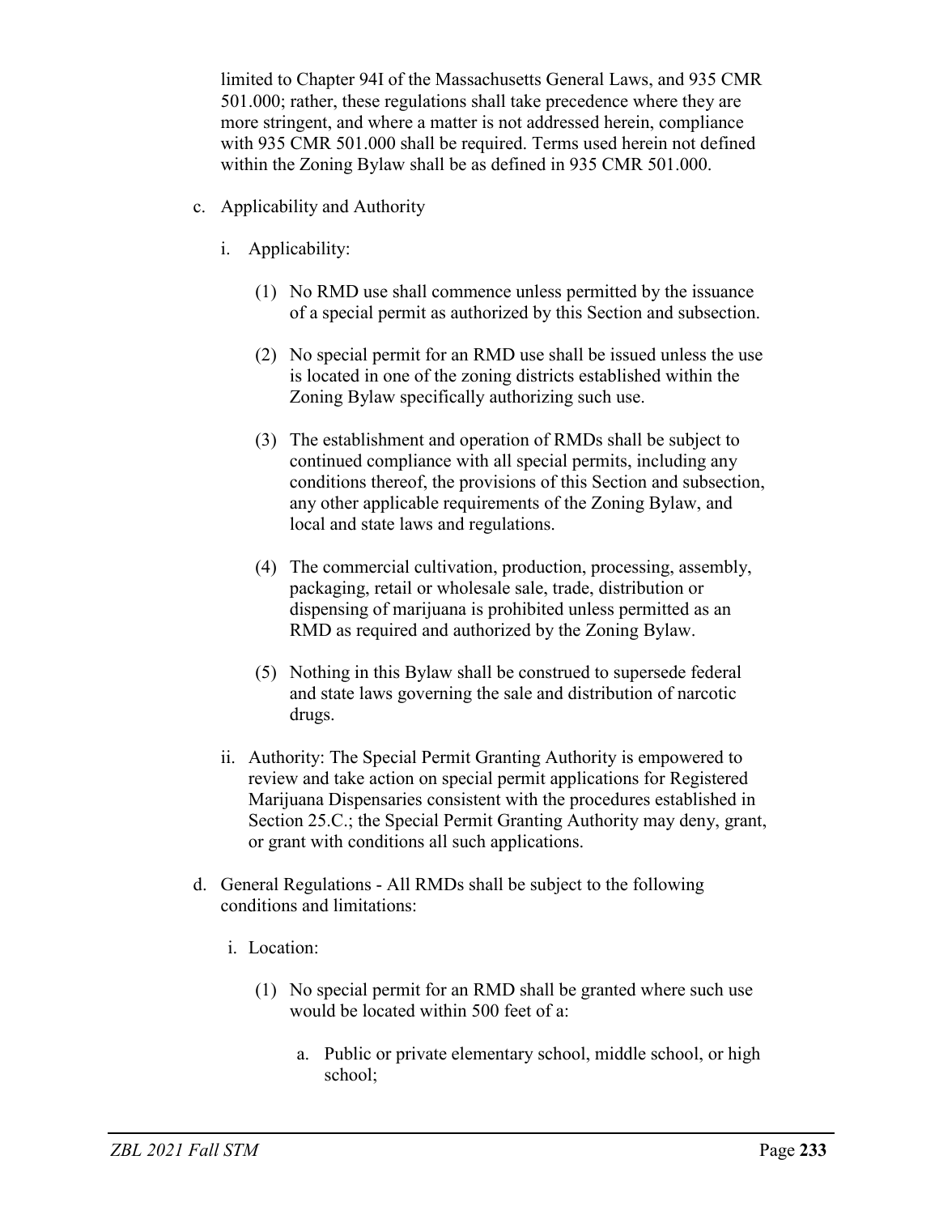limited to Chapter 94I of the Massachusetts General Laws, and 935 CMR 501.000; rather, these regulations shall take precedence where they are more stringent, and where a matter is not addressed herein, compliance with 935 CMR 501.000 shall be required. Terms used herein not defined within the Zoning Bylaw shall be as defined in 935 CMR 501.000.

c. Applicability and Authority

   i. Applicability:

      (1) No RMD use shall commence unless permitted by the issuance of a special permit as authorized by this Section and subsection.

      (2) No special permit for an RMD use shall be issued unless the use is located in one of the zoning districts established within the Zoning Bylaw specifically authorizing such use.

      (3) The establishment and operation of RMDs shall be subject to continued compliance with all special permits, including any conditions thereof, the provisions of this Section and subsection, any other applicable requirements of the Zoning Bylaw, and local and state laws and regulations.

      (4) The commercial cultivation, production, processing, assembly, packaging, retail or wholesale sale, trade, distribution or dispensing of marijuana is prohibited unless permitted as an RMD as required and authorized by the Zoning Bylaw.

      (5) Nothing in this Bylaw shall be construed to supersede federal and state laws governing the sale and distribution of narcotic drugs.

   ii. Authority: The Special Permit Granting Authority is empowered to review and take action on special permit applications for Registered Marijuana Dispensaries consistent with the procedures established in Section 25.C.; the Special Permit Granting Authority may deny, grant, or grant with conditions all such applications.

d. General Regulations - All RMDs shall be subject to the following conditions and limitations:

   i. Location:

      (1) No special permit for an RMD shall be granted where such use would be located within 500 feet of a:

         a. Public or private elementary school, middle school, or high school;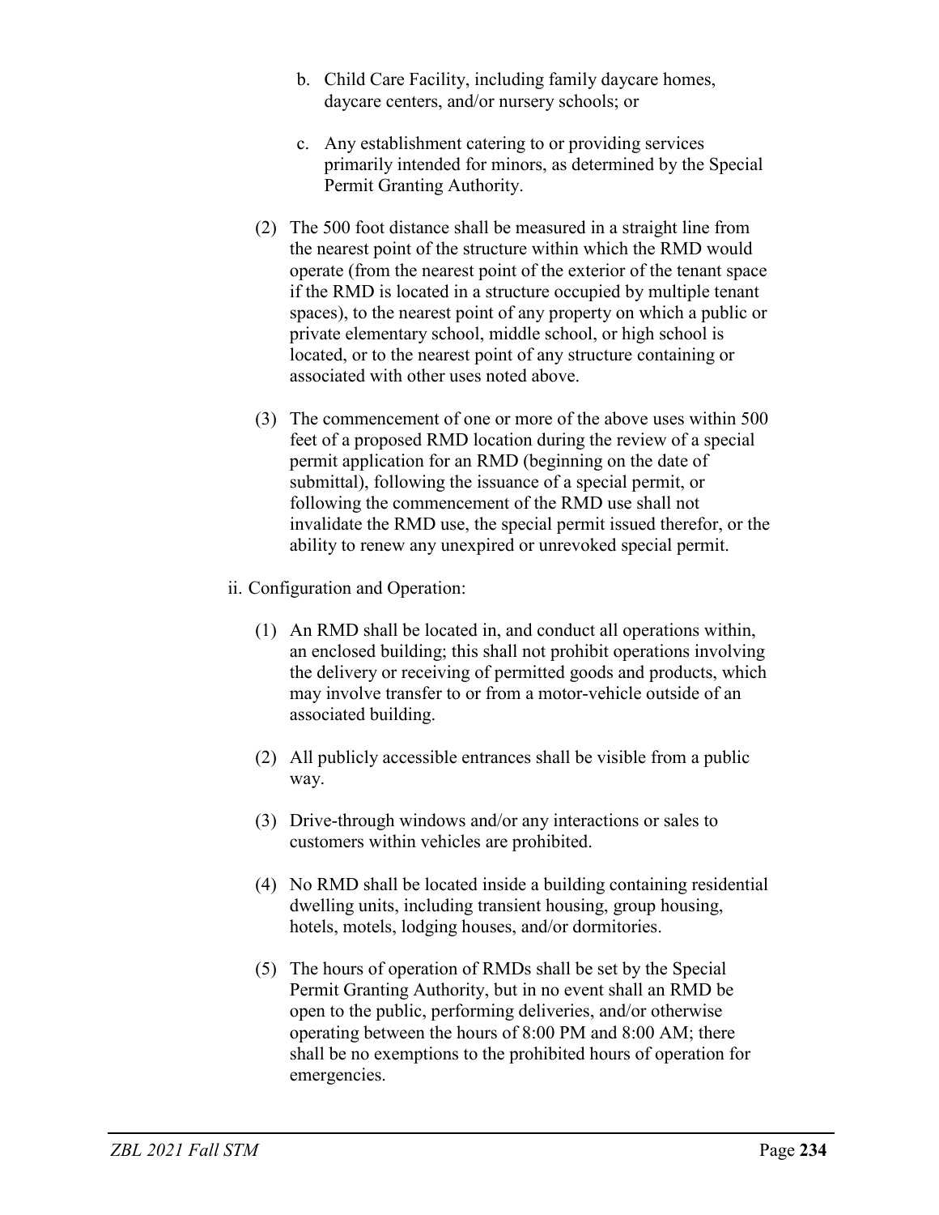b. Child Care Facility, including family daycare homes, daycare centers, and/or nursery schools; or

c. Any establishment catering to or providing services primarily intended for minors, as determined by the Special Permit Granting Authority.

(2) The 500 foot distance shall be measured in a straight line from the nearest point of the structure within which the RMD would operate (from the nearest point of the exterior of the tenant space if the RMD is located in a structure occupied by multiple tenant spaces), to the nearest point of any property on which a public or private elementary school, middle school, or high school is located, or to the nearest point of any structure containing or associated with other uses noted above.

(3) The commencement of one or more of the above uses within 500 feet of a proposed RMD location during the review of a special permit application for an RMD (beginning on the date of submittal), following the issuance of a special permit, or following the commencement of the RMD use shall not invalidate the RMD use, the special permit issued therefor, or the ability to renew any unexpired or unrevoked special permit.

ii. Configuration and Operation:

(1) An RMD shall be located in, and conduct all operations within, an enclosed building; this shall not prohibit operations involving the delivery or receiving of permitted goods and products, which may involve transfer to or from a motor-vehicle outside of an associated building.

(2) All publicly accessible entrances shall be visible from a public way.

(3) Drive-through windows and/or any interactions or sales to customers within vehicles are prohibited.

(4) No RMD shall be located inside a building containing residential dwelling units, including transient housing, group housing, hotels, motels, lodging houses, and/or dormitories.

(5) The hours of operation of RMDs shall be set by the Special Permit Granting Authority, but in no event shall an RMD be open to the public, performing deliveries, and/or otherwise operating between the hours of 8:00 PM and 8:00 AM; there shall be no exemptions to the prohibited hours of operation for emergencies.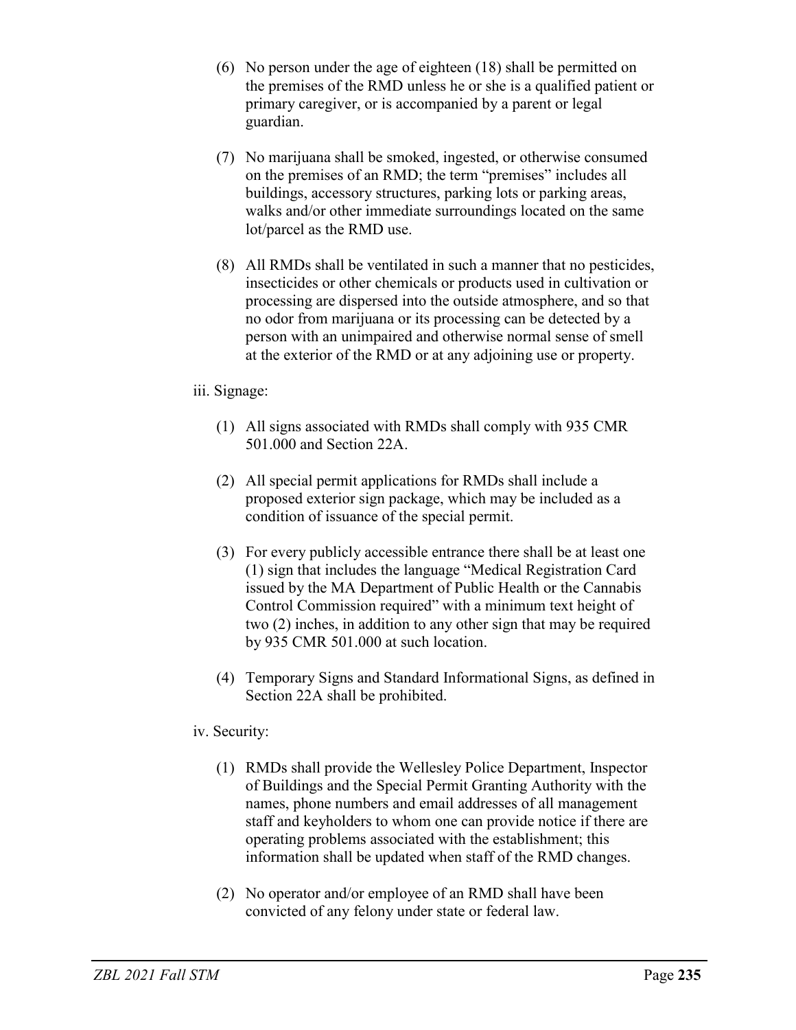(6) No person under the age of eighteen (18) shall be permitted on the premises of the RMD unless he or she is a qualified patient or primary caregiver, or is accompanied by a parent or legal guardian.

(7) No marijuana shall be smoked, ingested, or otherwise consumed on the premises of an RMD; the term "premises" includes all buildings, accessory structures, parking lots or parking areas, walks and/or other immediate surroundings located on the same lot/parcel as the RMD use.

(8) All RMDs shall be ventilated in such a manner that no pesticides, insecticides or other chemicals or products used in cultivation or processing are dispersed into the outside atmosphere, and so that no odor from marijuana or its processing can be detected by a person with an unimpaired and otherwise normal sense of smell at the exterior of the RMD or at any adjoining use or property.

iii. Signage:

(1) All signs associated with RMDs shall comply with 935 CMR 501.000 and Section 22A.

(2) All special permit applications for RMDs shall include a proposed exterior sign package, which may be included as a condition of issuance of the special permit.

(3) For every publicly accessible entrance there shall be at least one (1) sign that includes the language "Medical Registration Card issued by the MA Department of Public Health or the Cannabis Control Commission required" with a minimum text height of two (2) inches, in addition to any other sign that may be required by 935 CMR 501.000 at such location.

(4) Temporary Signs and Standard Informational Signs, as defined in Section 22A shall be prohibited.

iv. Security:

(1) RMDs shall provide the Wellesley Police Department, Inspector of Buildings and the Special Permit Granting Authority with the names, phone numbers and email addresses of all management staff and keyholders to whom one can provide notice if there are operating problems associated with the establishment; this information shall be updated when staff of the RMD changes.

(2) No operator and/or employee of an RMD shall have been convicted of any felony under state or federal law.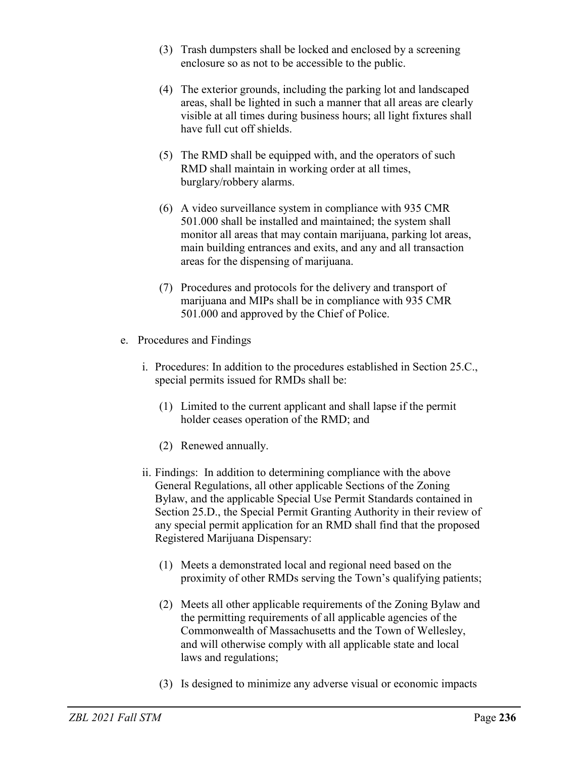(3) Trash dumpsters shall be locked and enclosed by a screening enclosure so as not to be accessible to the public.

(4) The exterior grounds, including the parking lot and landscaped areas, shall be lighted in such a manner that all areas are clearly visible at all times during business hours; all light fixtures shall have full cut off shields.

(5) The RMD shall be equipped with, and the operators of such RMD shall maintain in working order at all times, burglary/robbery alarms.

(6) A video surveillance system in compliance with 935 CMR 501.000 shall be installed and maintained; the system shall monitor all areas that may contain marijuana, parking lot areas, main building entrances and exits, and any and all transaction areas for the dispensing of marijuana.

(7) Procedures and protocols for the delivery and transport of marijuana and MIPs shall be in compliance with 935 CMR 501.000 and approved by the Chief of Police.

e. Procedures and Findings

i. Procedures: In addition to the procedures established in Section 25.C., special permits issued for RMDs shall be:

(1) Limited to the current applicant and shall lapse if the permit holder ceases operation of the RMD; and

(2) Renewed annually.

ii. Findings: In addition to determining compliance with the above General Regulations, all other applicable Sections of the Zoning Bylaw, and the applicable Special Use Permit Standards contained in Section 25.D., the Special Permit Granting Authority in their review of any special permit application for an RMD shall find that the proposed Registered Marijuana Dispensary:

(1) Meets a demonstrated local and regional need based on the proximity of other RMDs serving the Town's qualifying patients;

(2) Meets all other applicable requirements of the Zoning Bylaw and the permitting requirements of all applicable agencies of the Commonwealth of Massachusetts and the Town of Wellesley, and will otherwise comply with all applicable state and local laws and regulations;

(3) Is designed to minimize any adverse visual or economic impacts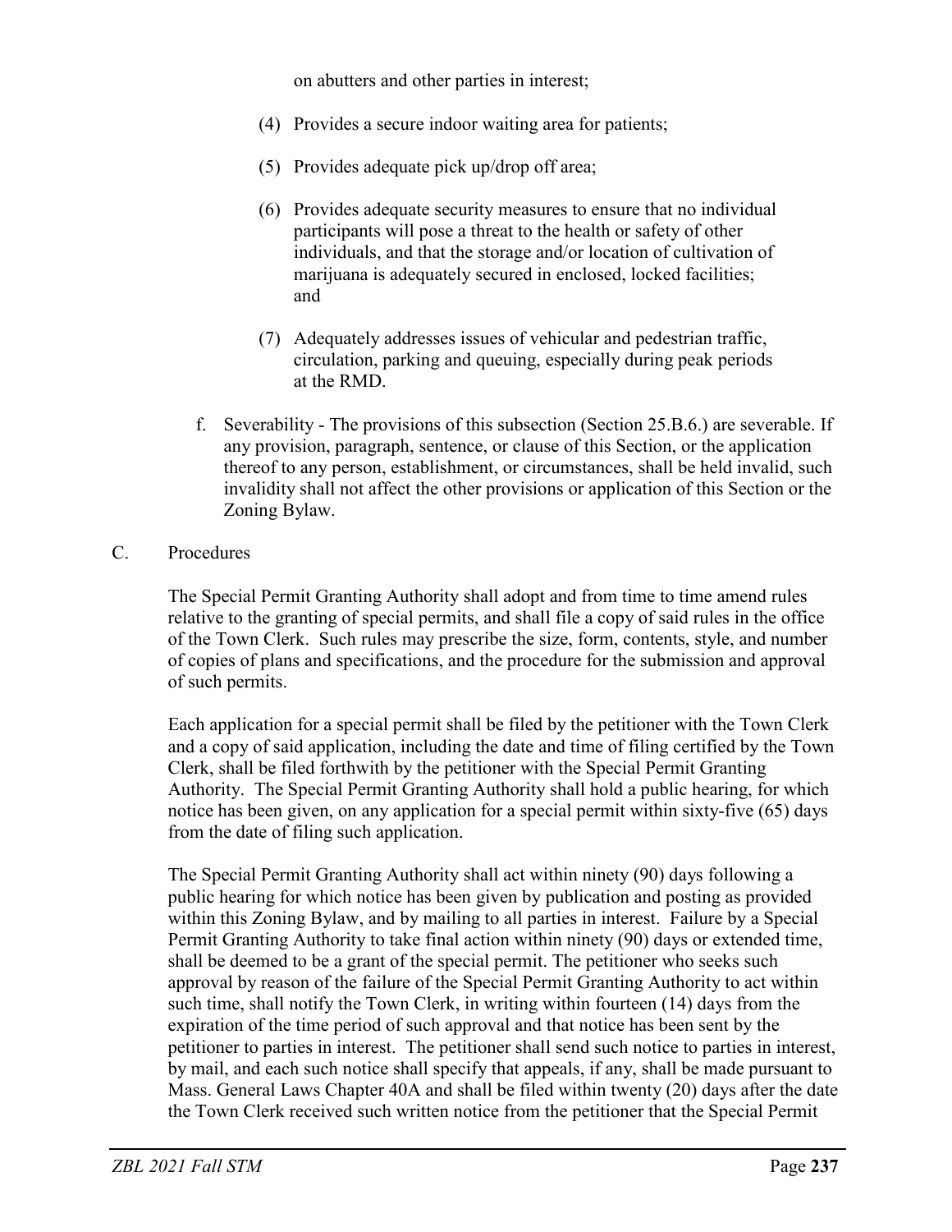on abutters and other parties in interest;

(4) Provides a secure indoor waiting area for patients;

(5) Provides adequate pick up/drop off area;

(6) Provides adequate security measures to ensure that no individual participants will pose a threat to the health or safety of other individuals, and that the storage and/or location of cultivation of marijuana is adequately secured in enclosed, locked facilities; and

(7) Adequately addresses issues of vehicular and pedestrian traffic, circulation, parking and queuing, especially during peak periods at the RMD.

f. Severability - The provisions of this subsection (Section 25.B.6.) are severable. If any provision, paragraph, sentence, or clause of this Section, or the application thereof to any person, establishment, or circumstances, shall be held invalid, such invalidity shall not affect the other provisions or application of this Section or the Zoning Bylaw.

C. Procedures

The Special Permit Granting Authority shall adopt and from time to time amend rules relative to the granting of special permits, and shall file a copy of said rules in the office of the Town Clerk. Such rules may prescribe the size, form, contents, style, and number of copies of plans and specifications, and the procedure for the submission and approval of such permits.

Each application for a special permit shall be filed by the petitioner with the Town Clerk and a copy of said application, including the date and time of filing certified by the Town Clerk, shall be filed forthwith by the petitioner with the Special Permit Granting Authority. The Special Permit Granting Authority shall hold a public hearing, for which notice has been given, on any application for a special permit within sixty-five (65) days from the date of filing such application.

The Special Permit Granting Authority shall act within ninety (90) days following a public hearing for which notice has been given by publication and posting as provided within this Zoning Bylaw, and by mailing to all parties in interest. Failure by a Special Permit Granting Authority to take final action within ninety (90) days or extended time, shall be deemed to be a grant of the special permit. The petitioner who seeks such approval by reason of the failure of the Special Permit Granting Authority to act within such time, shall notify the Town Clerk, in writing within fourteen (14) days from the expiration of the time period of such approval and that notice has been sent by the petitioner to parties in interest. The petitioner shall send such notice to parties in interest, by mail, and each such notice shall specify that appeals, if any, shall be made pursuant to Mass. General Laws Chapter 40A and shall be filed within twenty (20) days after the date the Town Clerk received such written notice from the petitioner that the Special Permit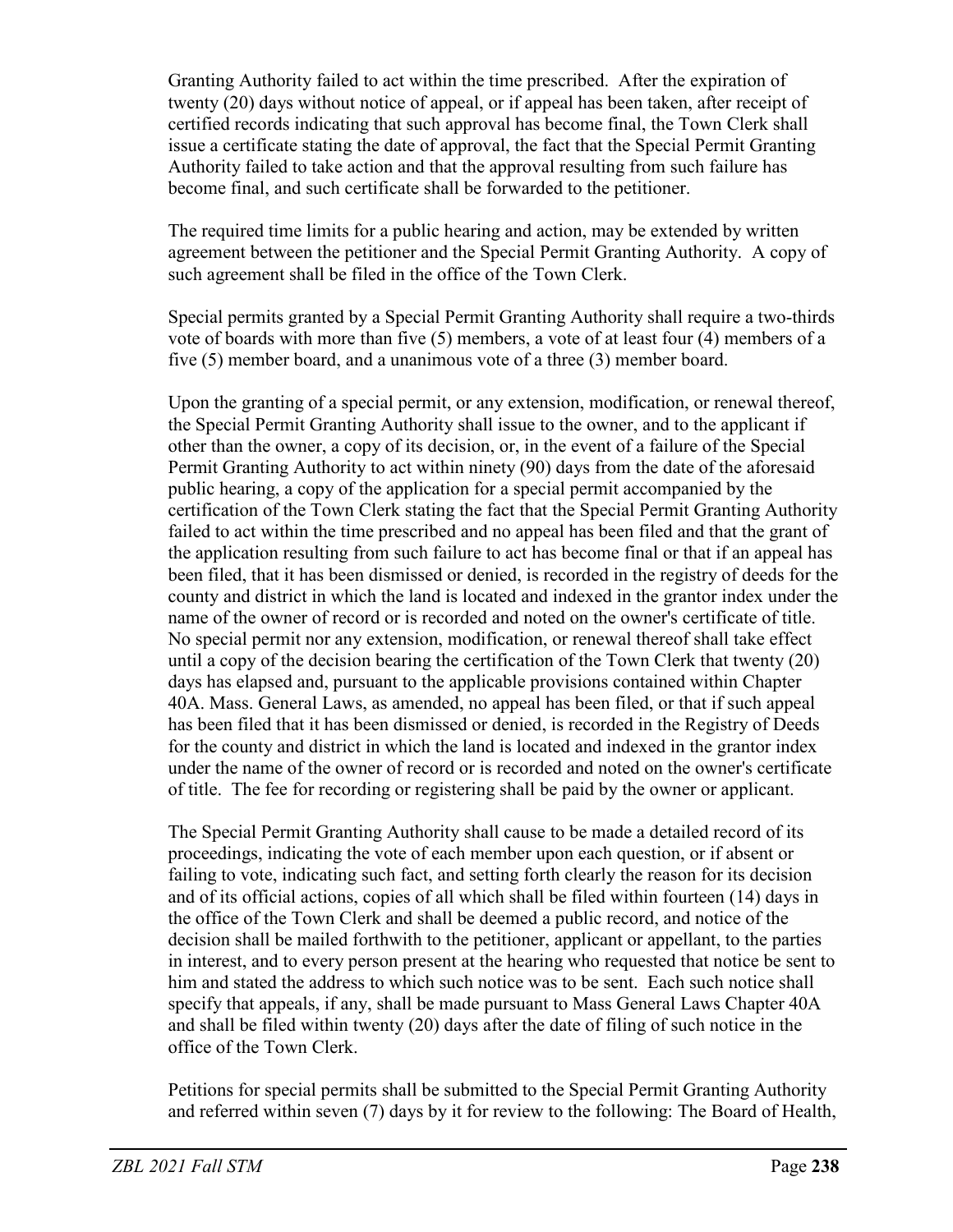Granting Authority failed to act within the time prescribed. After the expiration of twenty (20) days without notice of appeal, or if appeal has been taken, after receipt of certified records indicating that such approval has become final, the Town Clerk shall issue a certificate stating the date of approval, the fact that the Special Permit Granting Authority failed to take action and that the approval resulting from such failure has become final, and such certificate shall be forwarded to the petitioner.

The required time limits for a public hearing and action, may be extended by written agreement between the petitioner and the Special Permit Granting Authority. A copy of such agreement shall be filed in the office of the Town Clerk.

Special permits granted by a Special Permit Granting Authority shall require a two-thirds vote of boards with more than five (5) members, a vote of at least four (4) members of a five (5) member board, and a unanimous vote of a three (3) member board.

Upon the granting of a special permit, or any extension, modification, or renewal thereof, the Special Permit Granting Authority shall issue to the owner, and to the applicant if other than the owner, a copy of its decision, or, in the event of a failure of the Special Permit Granting Authority to act within ninety (90) days from the date of the aforesaid public hearing, a copy of the application for a special permit accompanied by the certification of the Town Clerk stating the fact that the Special Permit Granting Authority failed to act within the time prescribed and no appeal has been filed and that the grant of the application resulting from such failure to act has become final or that if an appeal has been filed, that it has been dismissed or denied, is recorded in the registry of deeds for the county and district in which the land is located and indexed in the grantor index under the name of the owner of record or is recorded and noted on the owner's certificate of title. No special permit nor any extension, modification, or renewal thereof shall take effect until a copy of the decision bearing the certification of the Town Clerk that twenty (20) days has elapsed and, pursuant to the applicable provisions contained within Chapter 40A. Mass. General Laws, as amended, no appeal has been filed, or that if such appeal has been filed that it has been dismissed or denied, is recorded in the Registry of Deeds for the county and district in which the land is located and indexed in the grantor index under the name of the owner of record or is recorded and noted on the owner's certificate of title. The fee for recording or registering shall be paid by the owner or applicant.

The Special Permit Granting Authority shall cause to be made a detailed record of its proceedings, indicating the vote of each member upon each question, or if absent or failing to vote, indicating such fact, and setting forth clearly the reason for its decision and of its official actions, copies of all which shall be filed within fourteen (14) days in the office of the Town Clerk and shall be deemed a public record, and notice of the decision shall be mailed forthwith to the petitioner, applicant or appellant, to the parties in interest, and to every person present at the hearing who requested that notice be sent to him and stated the address to which such notice was to be sent. Each such notice shall specify that appeals, if any, shall be made pursuant to Mass General Laws Chapter 40A and shall be filed within twenty (20) days after the date of filing of such notice in the office of the Town Clerk.

Petitions for special permits shall be submitted to the Special Permit Granting Authority and referred within seven (7) days by it for review to the following: The Board of Health,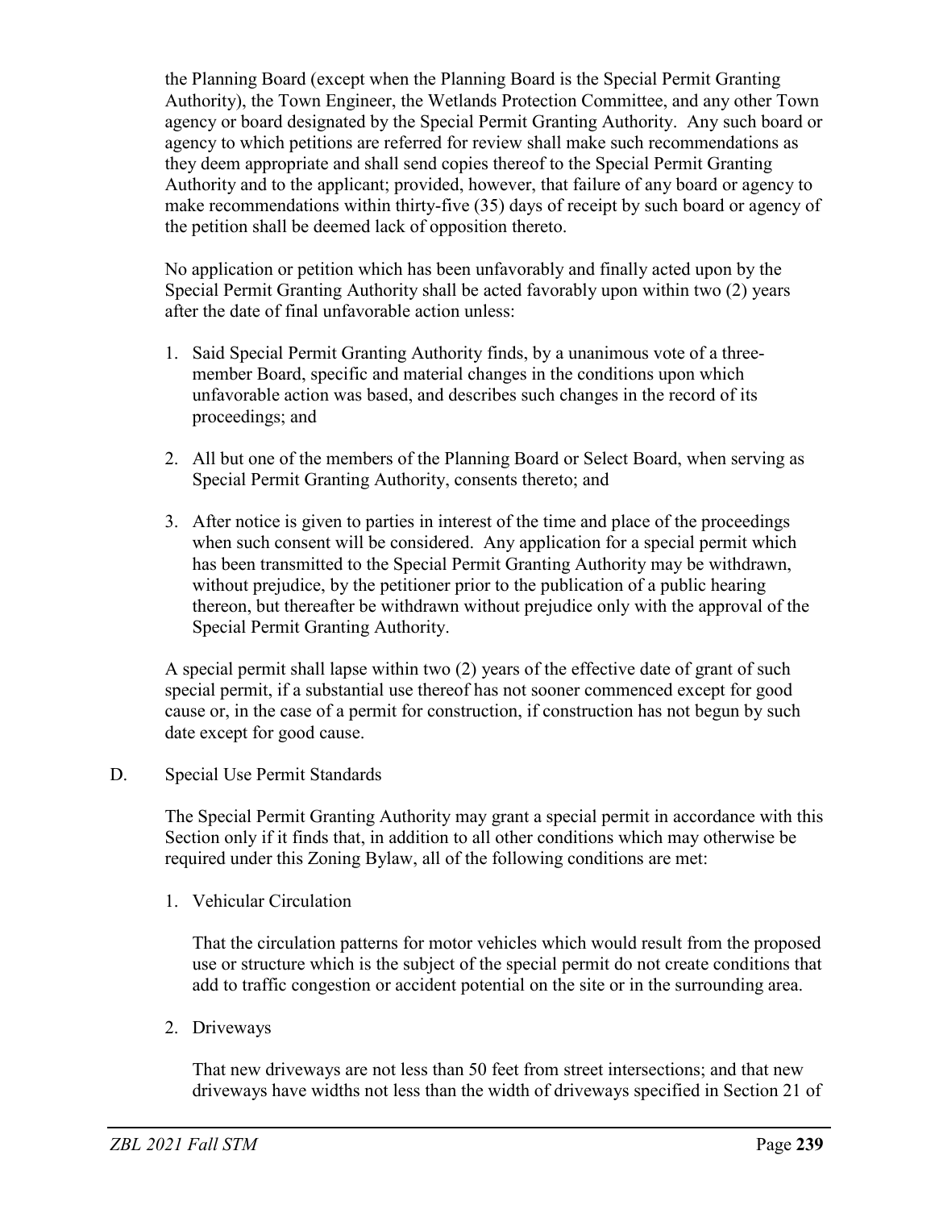the Planning Board (except when the Planning Board is the Special Permit Granting Authority), the Town Engineer, the Wetlands Protection Committee, and any other Town agency or board designated by the Special Permit Granting Authority. Any such board or agency to which petitions are referred for review shall make such recommendations as they deem appropriate and shall send copies thereof to the Special Permit Granting Authority and to the applicant; provided, however, that failure of any board or agency to make recommendations within thirty-five (35) days of receipt by such board or agency of the petition shall be deemed lack of opposition thereto.

No application or petition which has been unfavorably and finally acted upon by the Special Permit Granting Authority shall be acted favorably upon within two (2) years after the date of final unfavorable action unless:

1. Said Special Permit Granting Authority finds, by a unanimous vote of a three-member Board, specific and material changes in the conditions upon which unfavorable action was based, and describes such changes in the record of its proceedings; and

2. All but one of the members of the Planning Board or Select Board, when serving as Special Permit Granting Authority, consents thereto; and

3. After notice is given to parties in interest of the time and place of the proceedings when such consent will be considered. Any application for a special permit which has been transmitted to the Special Permit Granting Authority may be withdrawn, without prejudice, by the petitioner prior to the publication of a public hearing thereon, but thereafter be withdrawn without prejudice only with the approval of the Special Permit Granting Authority.

A special permit shall lapse within two (2) years of the effective date of grant of such special permit, if a substantial use thereof has not sooner commenced except for good cause or, in the case of a permit for construction, if construction has not begun by such date except for good cause.

D. Special Use Permit Standards

The Special Permit Granting Authority may grant a special permit in accordance with this Section only if it finds that, in addition to all other conditions which may otherwise be required under this Zoning Bylaw, all of the following conditions are met:

1. Vehicular Circulation

   That the circulation patterns for motor vehicles which would result from the proposed use or structure which is the subject of the special permit do not create conditions that add to traffic congestion or accident potential on the site or in the surrounding area.

2. Driveways

   That new driveways are not less than 50 feet from street intersections; and that new driveways have widths not less than the width of driveways specified in Section 21 of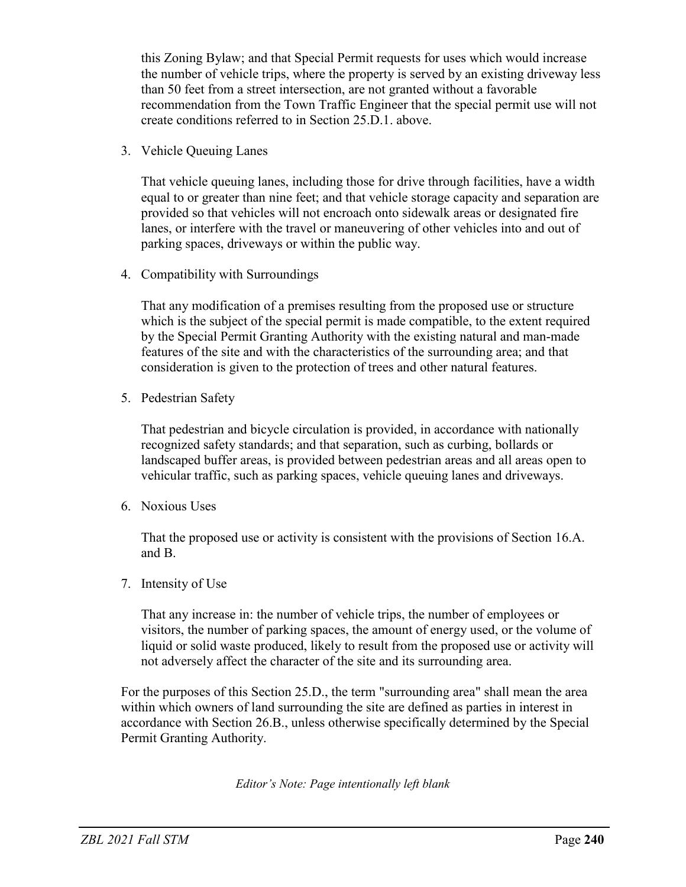this Zoning Bylaw; and that Special Permit requests for uses which would increase the number of vehicle trips, where the property is served by an existing driveway less than 50 feet from a street intersection, are not granted without a favorable recommendation from the Town Traffic Engineer that the special permit use will not create conditions referred to in Section 25.D.1. above.

3. Vehicle Queuing Lanes

   That vehicle queuing lanes, including those for drive through facilities, have a width equal to or greater than nine feet; and that vehicle storage capacity and separation are provided so that vehicles will not encroach onto sidewalk areas or designated fire lanes, or interfere with the travel or maneuvering of other vehicles into and out of parking spaces, driveways or within the public way.

4. Compatibility with Surroundings

   That any modification of a premises resulting from the proposed use or structure which is the subject of the special permit is made compatible, to the extent required by the Special Permit Granting Authority with the existing natural and man-made features of the site and with the characteristics of the surrounding area; and that consideration is given to the protection of trees and other natural features.

5. Pedestrian Safety

   That pedestrian and bicycle circulation is provided, in accordance with nationally recognized safety standards; and that separation, such as curbing, bollards or landscaped buffer areas, is provided between pedestrian areas and all areas open to vehicular traffic, such as parking spaces, vehicle queuing lanes and driveways.

6. Noxious Uses

   That the proposed use or activity is consistent with the provisions of Section 16.A. and B.

7. Intensity of Use

   That any increase in: the number of vehicle trips, the number of employees or visitors, the number of parking spaces, the amount of energy used, or the volume of liquid or solid waste produced, likely to result from the proposed use or activity will not adversely affect the character of the site and its surrounding area.

For the purposes of this Section 25.D., the term "surrounding area" shall mean the area within which owners of land surrounding the site are defined as parties in interest in accordance with Section 26.B., unless otherwise specifically determined by the Special Permit Granting Authority.

*Editor's Note: Page intentionally left blank*